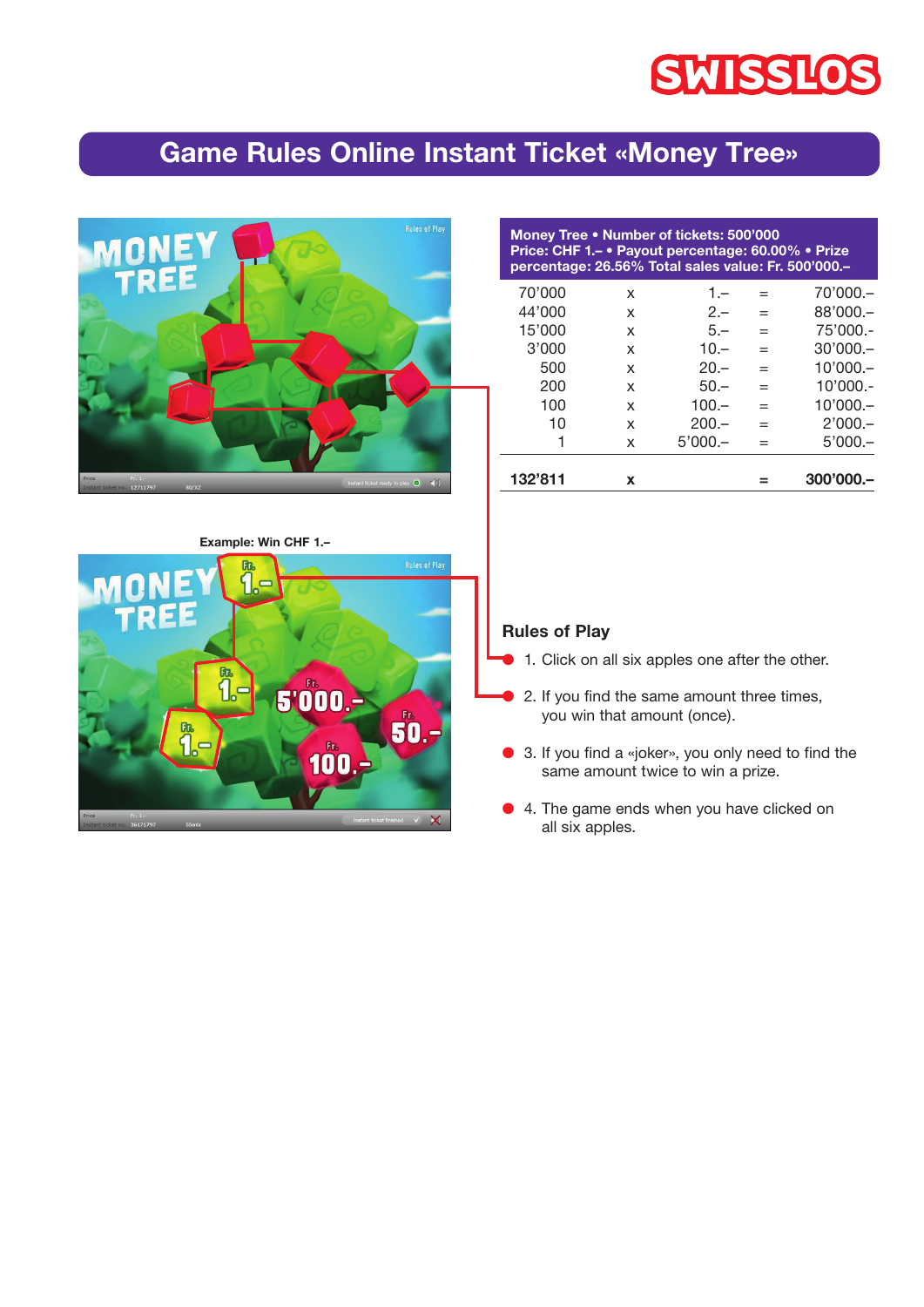SWISSLOS

# Game Rules Online Instant Ticket «Money Tree»

**Money Tree • Number of tickets: 500'000**
**Price: CHF 1.– • Payout percentage: 60.00% • Prize percentage: 26.56% Total sales value: Fr. 500'000.–**

| | | | | |
|---|---|---|---|---|
| 70'000 | x | 1.– | = | 70'000.– |
| 44'000 | x | 2.– | = | 88'000.– |
| 15'000 | x | 5.– | = | 75'000.- |
| 3'000 | x | 10.– | = | 30'000.– |
| 500 | x | 20.– | = | 10'000.– |
| 200 | x | 50.– | = | 10'000.- |
| 100 | x | 100.– | = | 10'000.– |
| 10 | x | 200.– | = | 2'000.– |
| 1 | x | 5'000.– | = | 5'000.– |
| **132'811** | **x** | | **=** | **300'000.–** |

Example: Win CHF 1.–

## Rules of Play

1. Click on all six apples one after the other.
2. If you find the same amount three times, you win that amount (once).
3. If you find a «joker», you only need to find the same amount twice to win a prize.
4. The game ends when you have clicked on all six apples.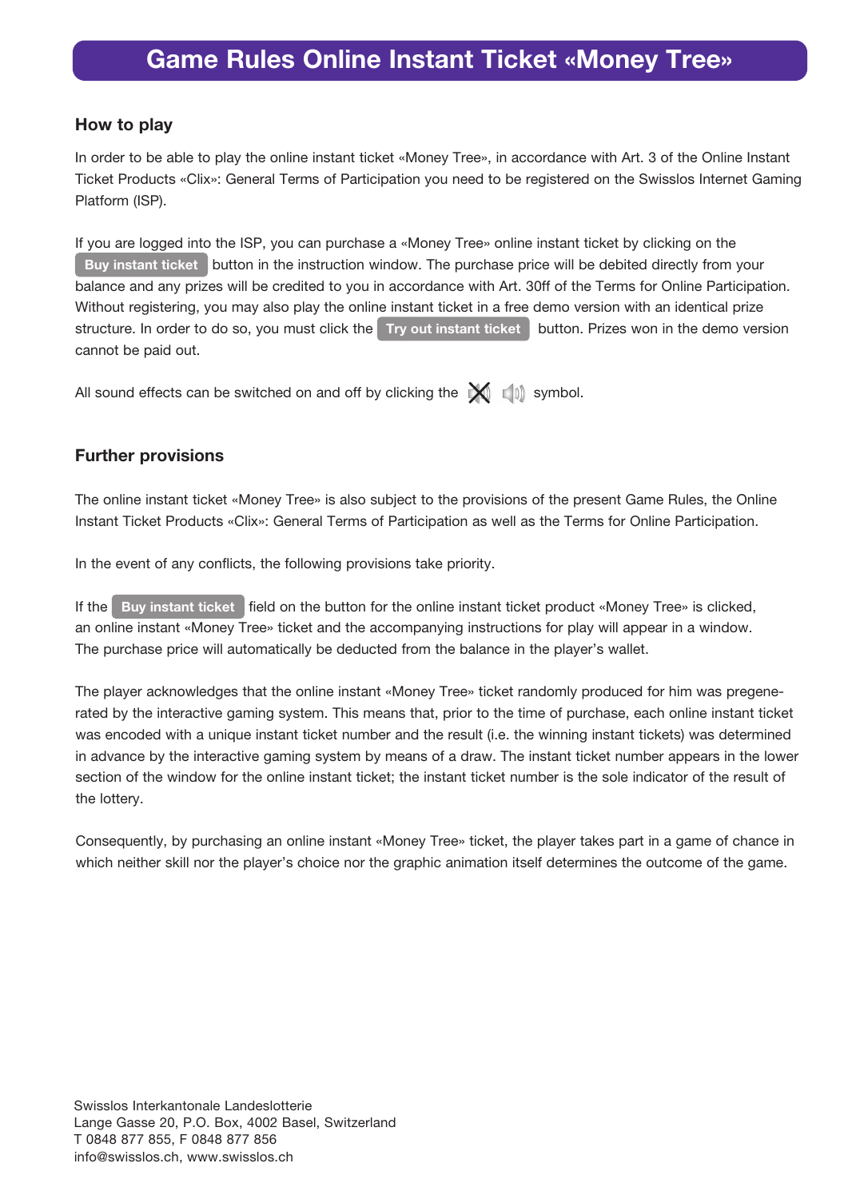# Game Rules Online Instant Ticket «Money Tree»

## How to play

In order to be able to play the online instant ticket «Money Tree», in accordance with Art. 3 of the Online Instant Ticket Products «Clix»: General Terms of Participation you need to be registered on the Swisslos Internet Gaming Platform (ISP).

If you are logged into the ISP, you can purchase a «Money Tree» online instant ticket by clicking on the **Buy instant ticket** button in the instruction window. The purchase price will be debited directly from your balance and any prizes will be credited to you in accordance with Art. 30ff of the Terms for Online Participation. Without registering, you may also play the online instant ticket in a free demo version with an identical prize structure. In order to do so, you must click the **Try out instant ticket** button. Prizes won in the demo version cannot be paid out.

All sound effects can be switched on and off by clicking the symbol.

## Further provisions

The online instant ticket «Money Tree» is also subject to the provisions of the present Game Rules, the Online Instant Ticket Products «Clix»: General Terms of Participation as well as the Terms for Online Participation.

In the event of any conflicts, the following provisions take priority.

If the **Buy instant ticket** field on the button for the online instant ticket product «Money Tree» is clicked, an online instant «Money Tree» ticket and the accompanying instructions for play will appear in a window. The purchase price will automatically be deducted from the balance in the player's wallet.

The player acknowledges that the online instant «Money Tree» ticket randomly produced for him was pregenerated by the interactive gaming system. This means that, prior to the time of purchase, each online instant ticket was encoded with a unique instant ticket number and the result (i.e. the winning instant tickets) was determined in advance by the interactive gaming system by means of a draw. The instant ticket number appears in the lower section of the window for the online instant ticket; the instant ticket number is the sole indicator of the result of the lottery.

Consequently, by purchasing an online instant «Money Tree» ticket, the player takes part in a game of chance in which neither skill nor the player's choice nor the graphic animation itself determines the outcome of the game.

Swisslos Interkantonale Landeslotterie
Lange Gasse 20, P.O. Box, 4002 Basel, Switzerland
T 0848 877 855, F 0848 877 856
info@swisslos.ch, www.swisslos.ch